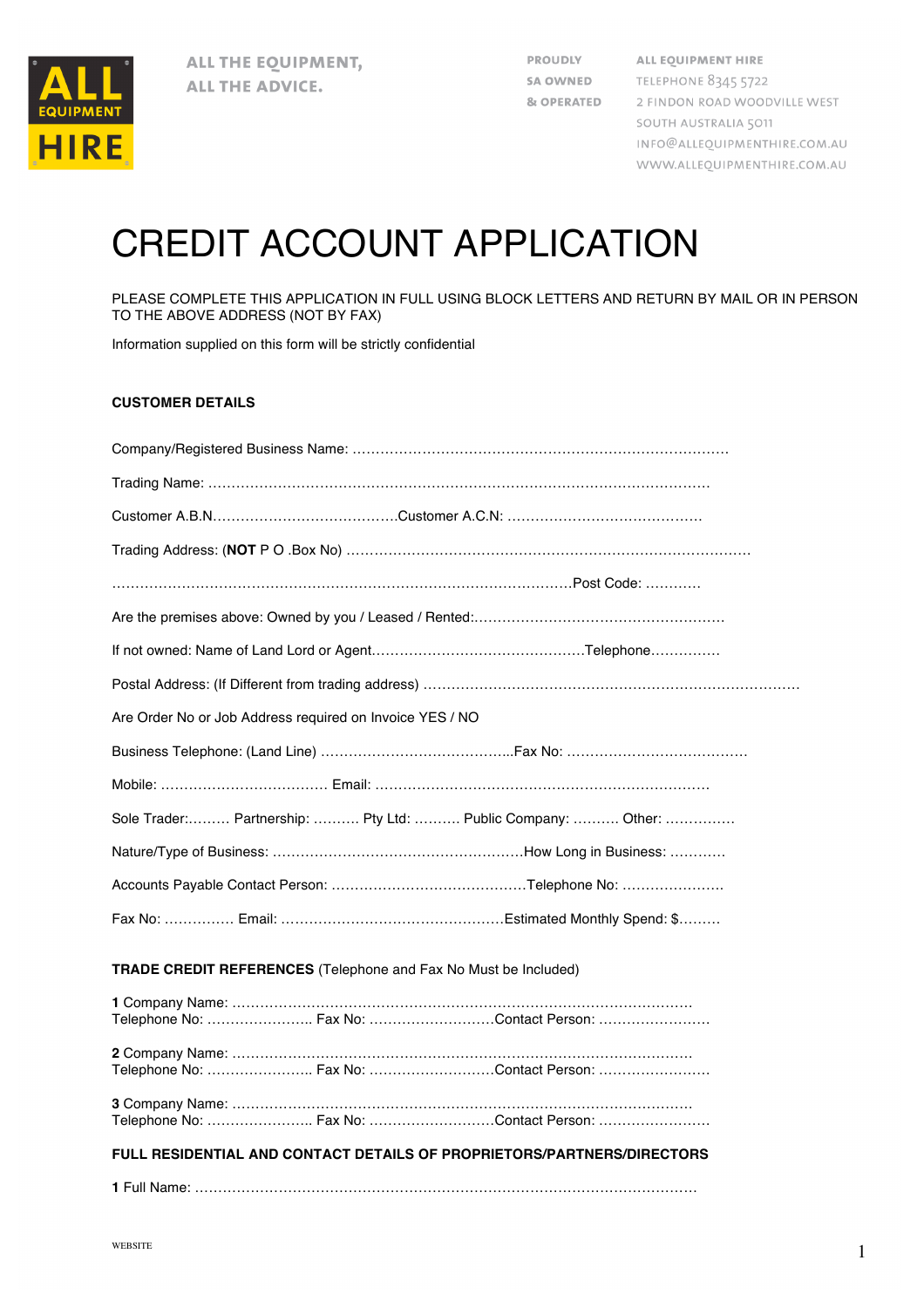ALL EQUIPMENT HIRE

ALL THE EQUIPMENT,
ALL THE ADVICE.

PROUDLY
SA OWNED
& OPERATED

ALL EQUIPMENT HIRE
TELEPHONE 8345 5722
2 FINDON ROAD WOODVILLE WEST
SOUTH AUSTRALIA 5011
INFO@ALLEQUIPMENTHIRE.COM.AU
WWW.ALLEQUIPMENTHIRE.COM.AU

# CREDIT ACCOUNT APPLICATION

PLEASE COMPLETE THIS APPLICATION IN FULL USING BLOCK LETTERS AND RETURN BY MAIL OR IN PERSON TO THE ABOVE ADDRESS (NOT BY FAX)

Information supplied on this form will be strictly confidential

**CUSTOMER DETAILS**

Company/Registered Business Name: ……………………………………………………………………

Trading Name: ………………………………………………………………………………………

Customer A.B.N…………………………………Customer A.C.N: ……………………………………

Trading Address: (**NOT** P O .Box No) ……………………………………………………………………

……………………………………………………………………………………Post Code: …………

Are the premises above: Owned by you / Leased / Rented:………………………………………………

If not owned: Name of Land Lord or Agent………………………………………Telephone……………

Postal Address: (If Different from trading address) …………………………………………………………

Are Order No or Job Address required on Invoice YES / NO

Business Telephone: (Land Line) …………………………………..Fax No: …………………………………

Mobile: ……………………………… Email: ………………………………………………………………

Sole Trader:……… Partnership: ………. Pty Ltd: ………. Public Company: ………. Other: ……………

Nature/Type of Business: ………………………………………………How Long in Business: …………

Accounts Payable Contact Person: ……………………………………Telephone No: …………………

Fax No: …………… Email: …………………………………………Estimated Monthly Spend: $………

**TRADE CREDIT REFERENCES** (Telephone and Fax No Must be Included)

**1** Company Name: ……………………………………………………………………………………
Telephone No: ………………….. Fax No: ………………………Contact Person: ……………………

**2** Company Name: ……………………………………………………………………………………
Telephone No: ………………….. Fax No: ………………………Contact Person: ……………………

**3** Company Name: ……………………………………………………………………………………
Telephone No: ………………….. Fax No: ………………………Contact Person: ……………………

**FULL RESIDENTIAL AND CONTACT DETAILS OF PROPRIETORS/PARTNERS/DIRECTORS**

**1** Full Name: ……………………………………………………………………………………………

WEBSITE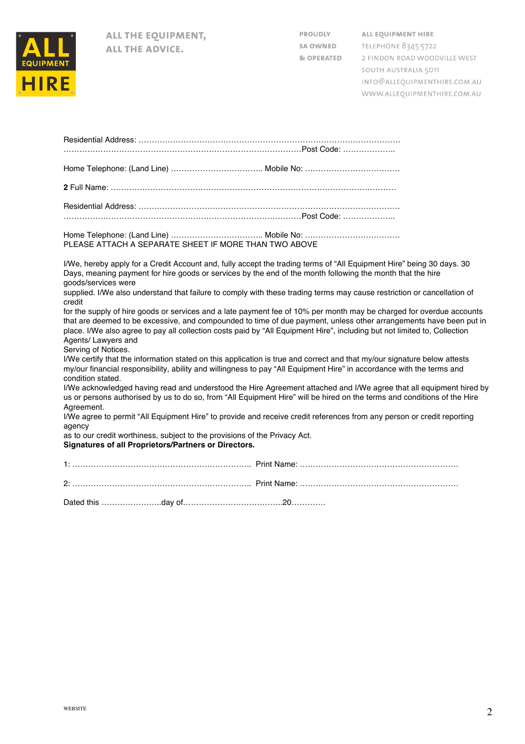ALL THE EQUIPMENT,
ALL THE ADVICE.

PROUDLY
SA OWNED
& OPERATED

ALL EQUIPMENT HIRE
TELEPHONE 8345 5722
2 FINDON ROAD WOODVILLE WEST
SOUTH AUSTRALIA 5011
INFO@ALLEQUIPMENTHIRE.COM.AU
WWW.ALLEQUIPMENTHIRE.COM.AU

Residential Address: ………………………………………………………………………………………
………………………………………………………………………………Post Code: ………………..

Home Telephone: (Land Line) …………………………….. Mobile No: ………………………………

**2** Full Name: ………………………………………………………………………………………………

Residential Address: ………………………………………………………………………………………
………………………………………………………………………………Post Code: ………………..

Home Telephone: (Land Line) …………………………….. Mobile No: ………………………………
PLEASE ATTACH A SEPARATE SHEET IF MORE THAN TWO ABOVE

I/We, hereby apply for a Credit Account and, fully accept the trading terms of "All Equipment Hire" being 30 days. 30 Days, meaning payment for hire goods or services by the end of the month following the month that the hire goods/services were
supplied. I/We also understand that failure to comply with these trading terms may cause restriction or cancellation of credit
for the supply of hire goods or services and a late payment fee of 10% per month may be charged for overdue accounts that are deemed to be excessive, and compounded to time of due payment, unless other arrangements have been put in place. I/We also agree to pay all collection costs paid by "All Equipment Hire", including but not limited to, Collection Agents/ Lawyers and
Serving of Notices.
I/We certify that the information stated on this application is true and correct and that my/our signature below attests my/our financial responsibility, ability and willingness to pay "All Equipment Hire" in accordance with the terms and condition stated.
I/We acknowledged having read and understood the Hire Agreement attached and I/We agree that all equipment hired by us or persons authorised by us to do so, from "All Equipment Hire" will be hired on the terms and conditions of the Hire Agreement.
I/We agree to permit "All Equipment Hire" to provide and receive credit references from any person or credit reporting agency
as to our credit worthiness, subject to the provisions of the Privacy Act.
**Signatures of all Proprietors/Partners or Directors.**

1: ………………………………………………………….. Print Name: ……………………………………………………

2: ………………………………………………………….. Print Name: ……………………………………………………

Dated this …………………..day of………………………………..20………….

WEBSITE